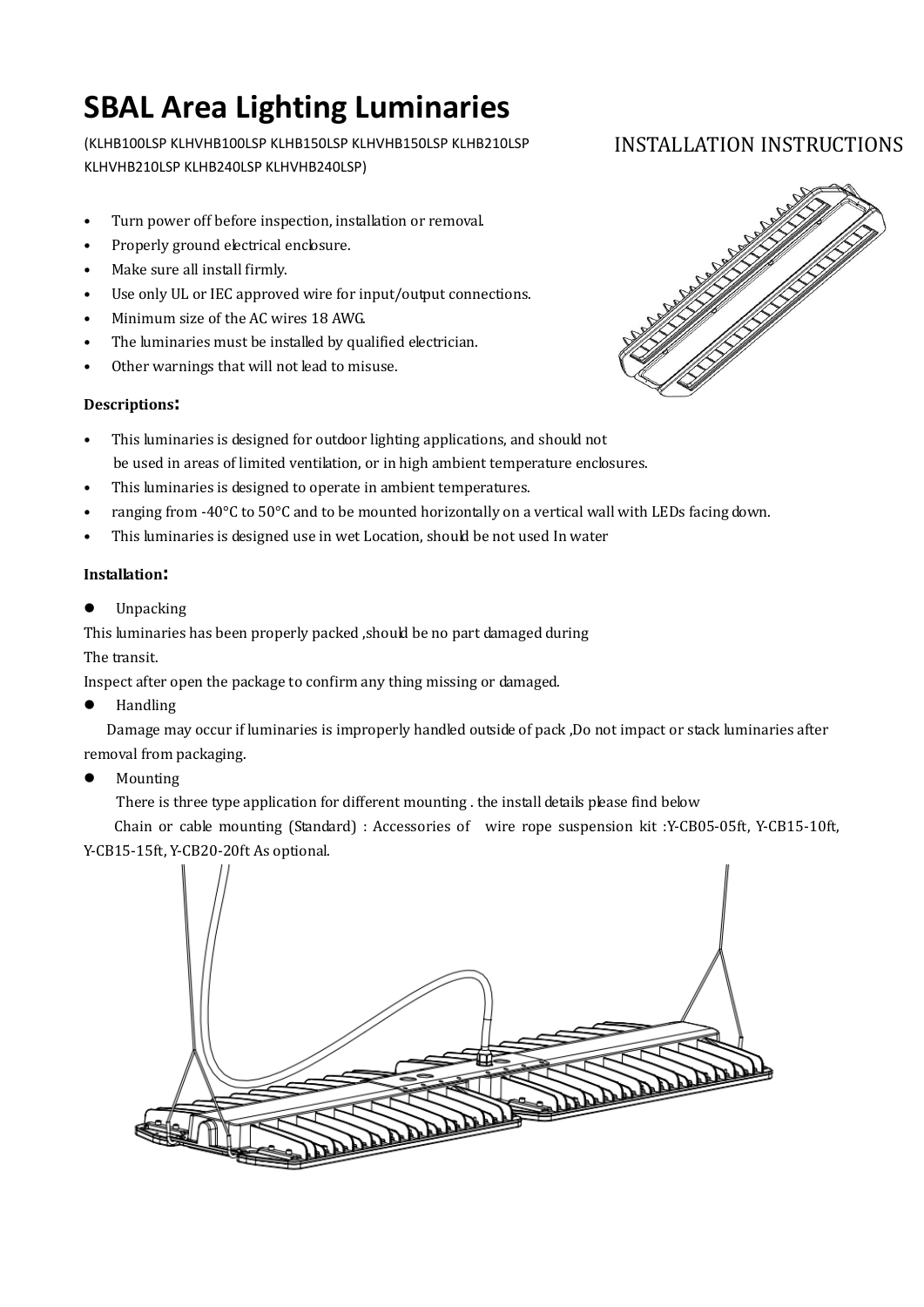# SBAL Area Lighting Luminaries

(KLHB100LSP KLHVHB100LSP KLHB150LSP KLHVHB150LSP KLHB210LSP KLHVHB210LSP KLHB240LSP KLHVHB240LSP)

INSTALLATION INSTRUCTIONS

- Turn power off before inspection, installation or removal.
- Properly ground electrical enclosure.
- Make sure all install firmly.
- Use only UL or IEC approved wire for input/output connections.
- Minimum size of the AC wires 18 AWG.
- The luminaries must be installed by qualified electrician.
- Other warnings that will not lead to misuse.

**Descriptions:**

- This luminaries is designed for outdoor lighting applications, and should not be used in areas of limited ventilation, or in high ambient temperature enclosures.
- This luminaries is designed to operate in ambient temperatures.
- ranging from -40°C to 50°C and to be mounted horizontally on a vertical wall with LEDs facing down.
- This luminaries is designed use in wet Location, should be not used In water

**Installation:**

- Unpacking

This luminaries has been properly packed ,should be no part damaged during
The transit.
Inspect after open the package to confirm any thing missing or damaged.

- Handling

Damage may occur if luminaries is improperly handled outside of pack ,Do not impact or stack luminaries after removal from packaging.

- Mounting

There is three type application for different mounting . the install details please find below

Chain or cable mounting (Standard) : Accessories of wire rope suspension kit :Y-CB05-05ft, Y-CB15-10ft, Y-CB15-15ft, Y-CB20-20ft As optional.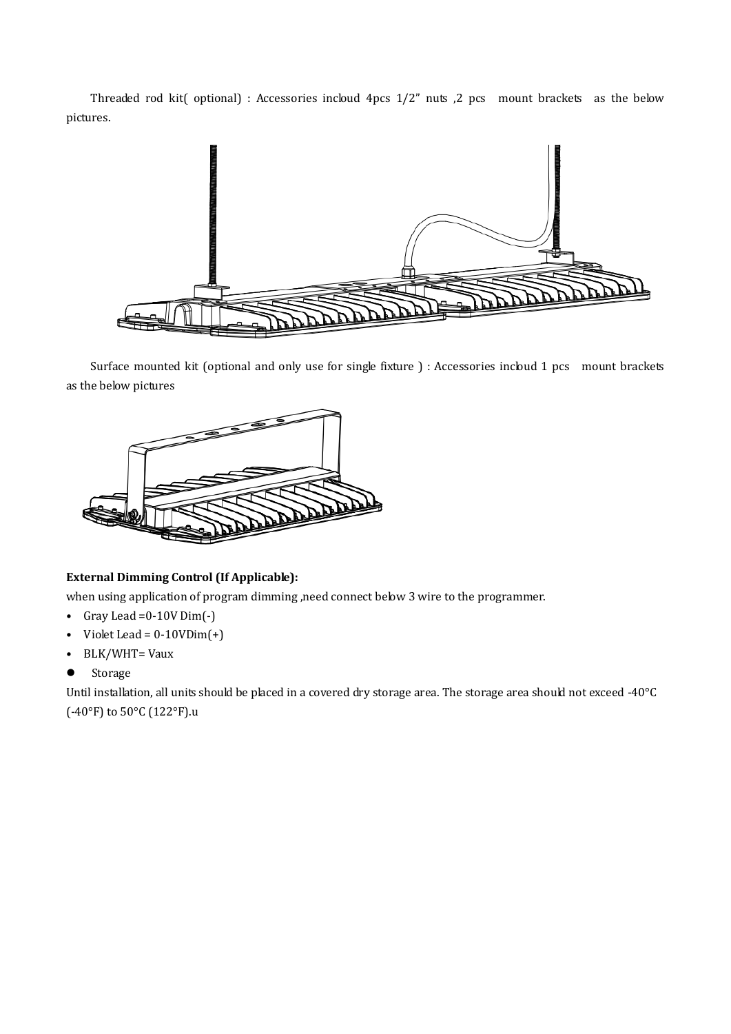Threaded rod kit( optional) : Accessories incloud 4pcs 1/2" nuts ,2 pcs mount brackets as the below pictures.

Surface mounted kit (optional and only use for single fixture ) : Accessories incloud 1 pcs mount brackets as the below pictures

**External Dimming Control (If Applicable):**

when using application of program dimming ,need connect below 3 wire to the programmer.

- Gray Lead =0-10V Dim(-)
- Violet Lead = 0-10VDim(+)
- BLK/WHT= Vaux
- Storage

Until installation, all units should be placed in a covered dry storage area. The storage area should not exceed -40°C (-40°F) to 50°C (122°F).u